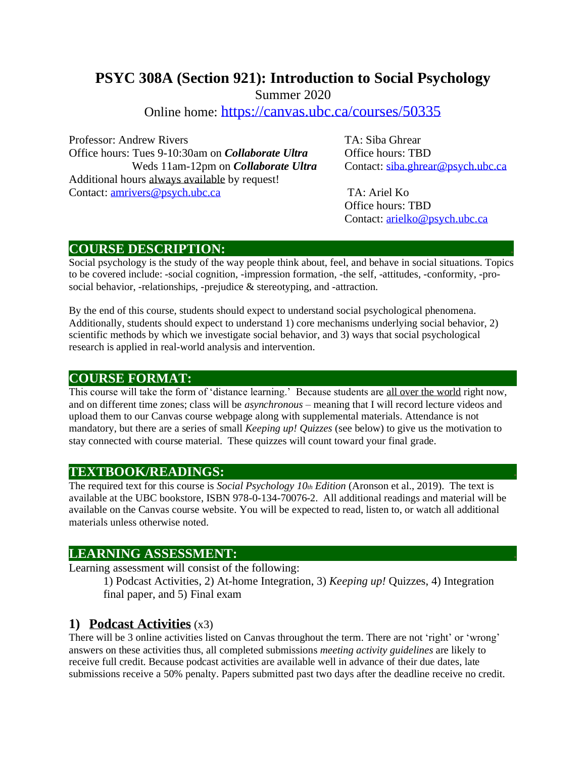# PSYC 308A (Section 921): Introduction to Social Psychology

Summer 2020

Online home: https://canvas.ubc.ca/courses/50335

Professor: Andrew Rivers
Office hours: Tues 9-10:30am on ***Collaborate Ultra***
Weds 11am-12pm on ***Collaborate Ultra***
Additional hours always available by request!
Contact: amrivers@psych.ubc.ca

TA: Siba Ghrear
Office hours: TBD
Contact: siba.ghrear@psych.ubc.ca

TA: Ariel Ko
Office hours: TBD
Contact: arielko@psych.ubc.ca

## COURSE DESCRIPTION:

Social psychology is the study of the way people think about, feel, and behave in social situations. Topics to be covered include: -social cognition, -impression formation, -the self, -attitudes, -conformity, -pro-social behavior, -relationships, -prejudice & stereotyping, and -attraction.

By the end of this course, students should expect to understand social psychological phenomena. Additionally, students should expect to understand 1) core mechanisms underlying social behavior, 2) scientific methods by which we investigate social behavior, and 3) ways that social psychological research is applied in real-world analysis and intervention.

## COURSE FORMAT:

This course will take the form of 'distance learning.' Because students are all over the world right now, and on different time zones; class will be *asynchronous* – meaning that I will record lecture videos and upload them to our Canvas course webpage along with supplemental materials. Attendance is not mandatory, but there are a series of small *Keeping up! Quizzes* (see below) to give us the motivation to stay connected with course material. These quizzes will count toward your final grade.

## TEXTBOOK/READINGS:

The required text for this course is *Social Psychology 10th Edition* (Aronson et al., 2019). The text is available at the UBC bookstore, ISBN 978-0-134-70076-2. All additional readings and material will be available on the Canvas course website. You will be expected to read, listen to, or watch all additional materials unless otherwise noted.

## LEARNING ASSESSMENT:

Learning assessment will consist of the following:

1) Podcast Activities, 2) At-home Integration, 3) *Keeping up!* Quizzes, 4) Integration final paper, and 5) Final exam

### 1) Podcast Activities (x3)

There will be 3 online activities listed on Canvas throughout the term. There are not 'right' or 'wrong' answers on these activities thus, all completed submissions *meeting activity guidelines* are likely to receive full credit. Because podcast activities are available well in advance of their due dates, late submissions receive a 50% penalty. Papers submitted past two days after the deadline receive no credit.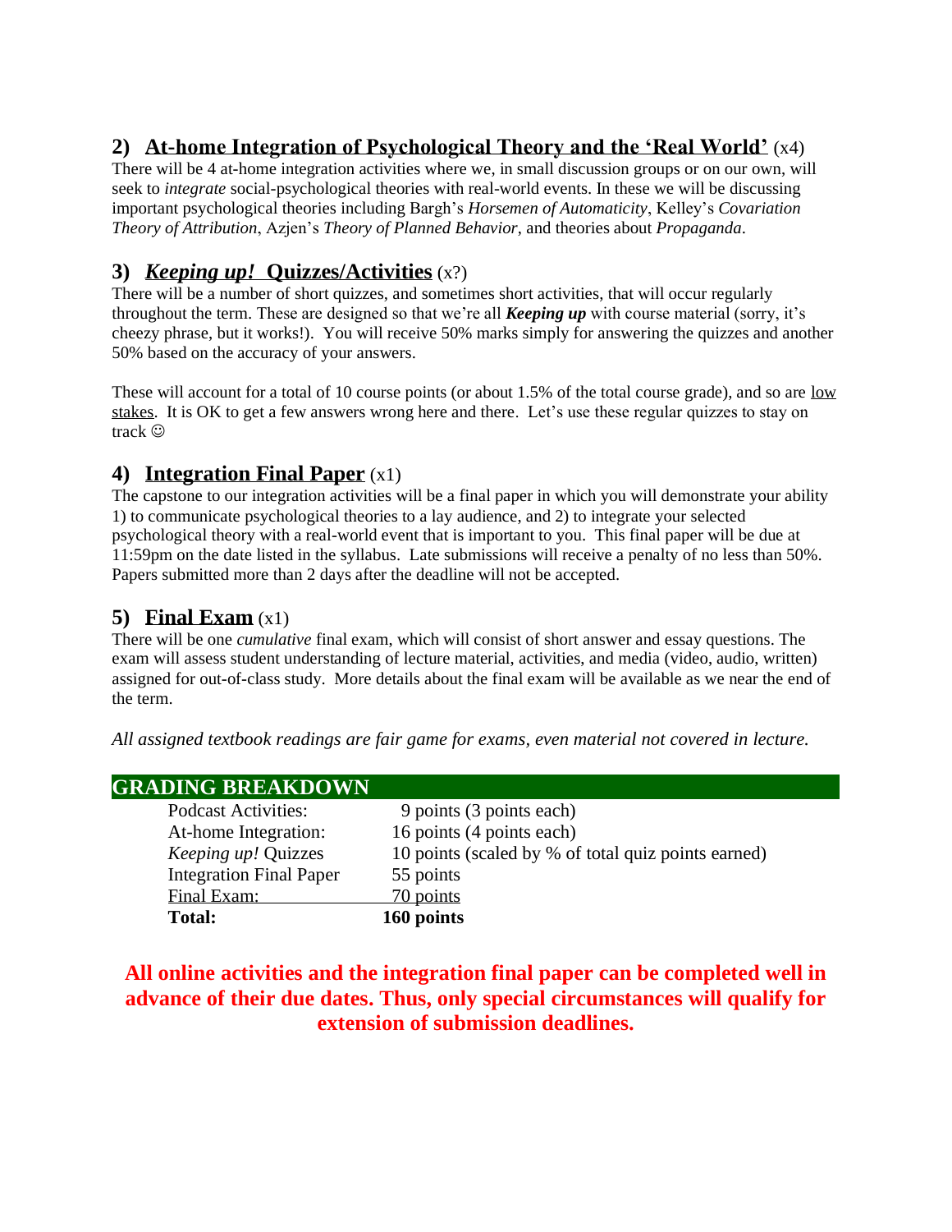## 2) <u>At-home Integration of Psychological Theory and the 'Real World'</u> (x4)

There will be 4 at-home integration activities where we, in small discussion groups or on our own, will seek to *integrate* social-psychological theories with real-world events. In these we will be discussing important psychological theories including Bargh's *Horsemen of Automaticity*, Kelley's *Covariation Theory of Attribution*, Azjen's *Theory of Planned Behavior*, and theories about *Propaganda*.

## 3) <u>*Keeping up!* Quizzes/Activities</u> (x?)

There will be a number of short quizzes, and sometimes short activities, that will occur regularly throughout the term. These are designed so that we're all ***Keeping up*** with course material (sorry, it's cheezy phrase, but it works!). You will receive 50% marks simply for answering the quizzes and another 50% based on the accuracy of your answers.

These will account for a total of 10 course points (or about 1.5% of the total course grade), and so are <u>low stakes</u>. It is OK to get a few answers wrong here and there. Let's use these regular quizzes to stay on track ☺

## 4) <u>Integration Final Paper</u> (x1)

The capstone to our integration activities will be a final paper in which you will demonstrate your ability 1) to communicate psychological theories to a lay audience, and 2) to integrate your selected psychological theory with a real-world event that is important to you. This final paper will be due at 11:59pm on the date listed in the syllabus. Late submissions will receive a penalty of no less than 50%. Papers submitted more than 2 days after the deadline will not be accepted.

## 5) <u>Final Exam</u> (x1)

There will be one *cumulative* final exam, which will consist of short answer and essay questions. The exam will assess student understanding of lecture material, activities, and media (video, audio, written) assigned for out-of-class study. More details about the final exam will be available as we near the end of the term.

*All assigned textbook readings are fair game for exams, even material not covered in lecture.*

## GRADING BREAKDOWN

| Component | Points |
|---|---|
| Podcast Activities: | 9 points (3 points each) |
| At-home Integration: | 16 points (4 points each) |
| *Keeping up!* Quizzes | 10 points (scaled by % of total quiz points earned) |
| Integration Final Paper | 55 points |
| Final Exam: | 70 points |
| **Total:** | **160 points** |

**All online activities and the integration final paper can be completed well in advance of their due dates. Thus, only special circumstances will qualify for extension of submission deadlines.**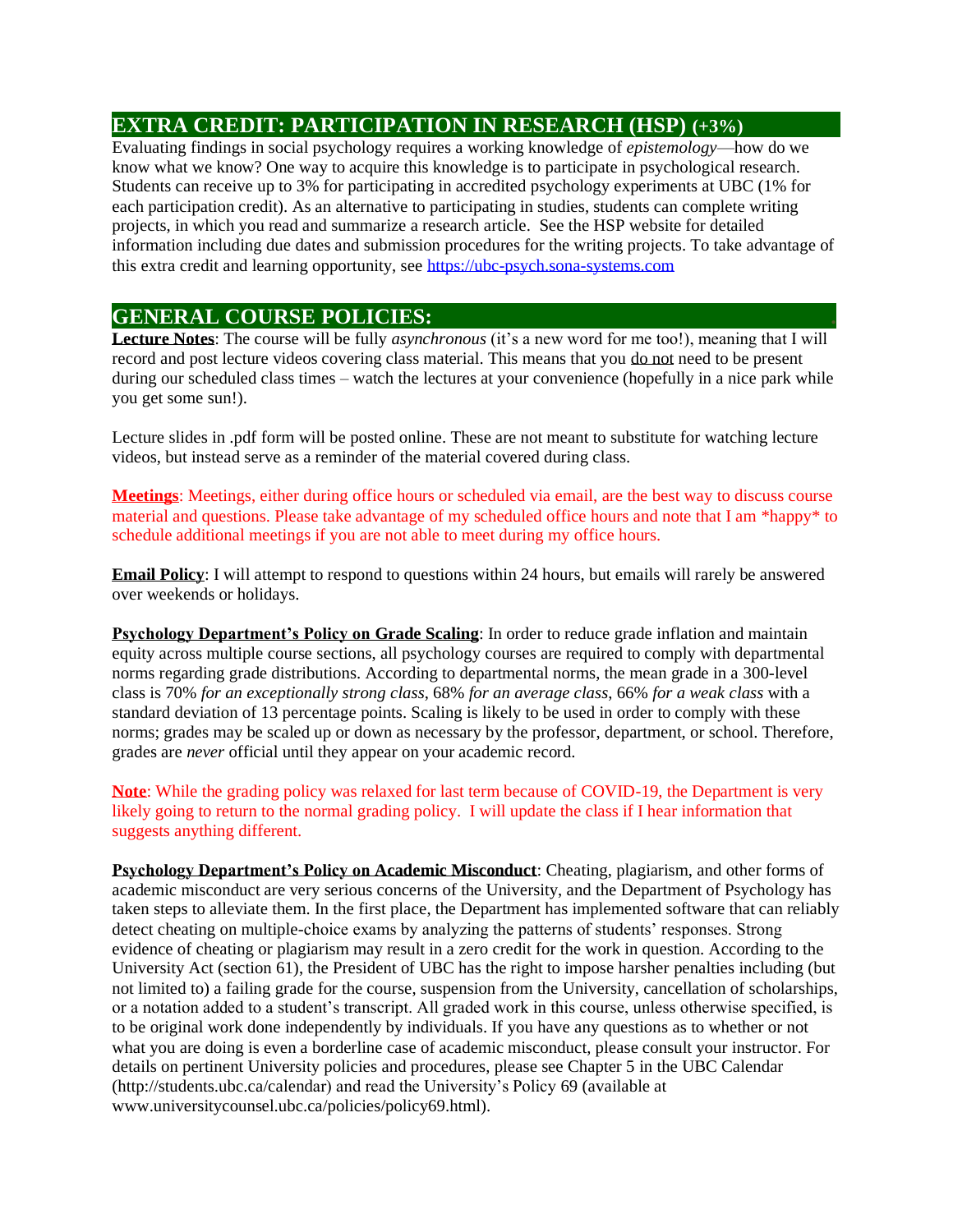## EXTRA CREDIT: PARTICIPATION IN RESEARCH (HSP) (+3%)

Evaluating findings in social psychology requires a working knowledge of *epistemology*—how do we know what we know? One way to acquire this knowledge is to participate in psychological research. Students can receive up to 3% for participating in accredited psychology experiments at UBC (1% for each participation credit). As an alternative to participating in studies, students can complete writing projects, in which you read and summarize a research article. See the HSP website for detailed information including due dates and submission procedures for the writing projects. To take advantage of this extra credit and learning opportunity, see https://ubc-psych.sona-systems.com

## GENERAL COURSE POLICIES:

**Lecture Notes**: The course will be fully *asynchronous* (it's a new word for me too!), meaning that I will record and post lecture videos covering class material. This means that you do not need to be present during our scheduled class times – watch the lectures at your convenience (hopefully in a nice park while you get some sun!).

Lecture slides in .pdf form will be posted online. These are not meant to substitute for watching lecture videos, but instead serve as a reminder of the material covered during class.

**Meetings**: Meetings, either during office hours or scheduled via email, are the best way to discuss course material and questions. Please take advantage of my scheduled office hours and note that I am *happy* to schedule additional meetings if you are not able to meet during my office hours.

**Email Policy**: I will attempt to respond to questions within 24 hours, but emails will rarely be answered over weekends or holidays.

**Psychology Department's Policy on Grade Scaling**: In order to reduce grade inflation and maintain equity across multiple course sections, all psychology courses are required to comply with departmental norms regarding grade distributions. According to departmental norms, the mean grade in a 300-level class is 70% *for an exceptionally strong class*, 68% *for an average class*, 66% *for a weak class* with a standard deviation of 13 percentage points. Scaling is likely to be used in order to comply with these norms; grades may be scaled up or down as necessary by the professor, department, or school. Therefore, grades are *never* official until they appear on your academic record.

**Note**: While the grading policy was relaxed for last term because of COVID-19, the Department is very likely going to return to the normal grading policy. I will update the class if I hear information that suggests anything different.

**Psychology Department's Policy on Academic Misconduct**: Cheating, plagiarism, and other forms of academic misconduct are very serious concerns of the University, and the Department of Psychology has taken steps to alleviate them. In the first place, the Department has implemented software that can reliably detect cheating on multiple-choice exams by analyzing the patterns of students' responses. Strong evidence of cheating or plagiarism may result in a zero credit for the work in question. According to the University Act (section 61), the President of UBC has the right to impose harsher penalties including (but not limited to) a failing grade for the course, suspension from the University, cancellation of scholarships, or a notation added to a student's transcript. All graded work in this course, unless otherwise specified, is to be original work done independently by individuals. If you have any questions as to whether or not what you are doing is even a borderline case of academic misconduct, please consult your instructor. For details on pertinent University policies and procedures, please see Chapter 5 in the UBC Calendar (http://students.ubc.ca/calendar) and read the University's Policy 69 (available at www.universitycounsel.ubc.ca/policies/policy69.html).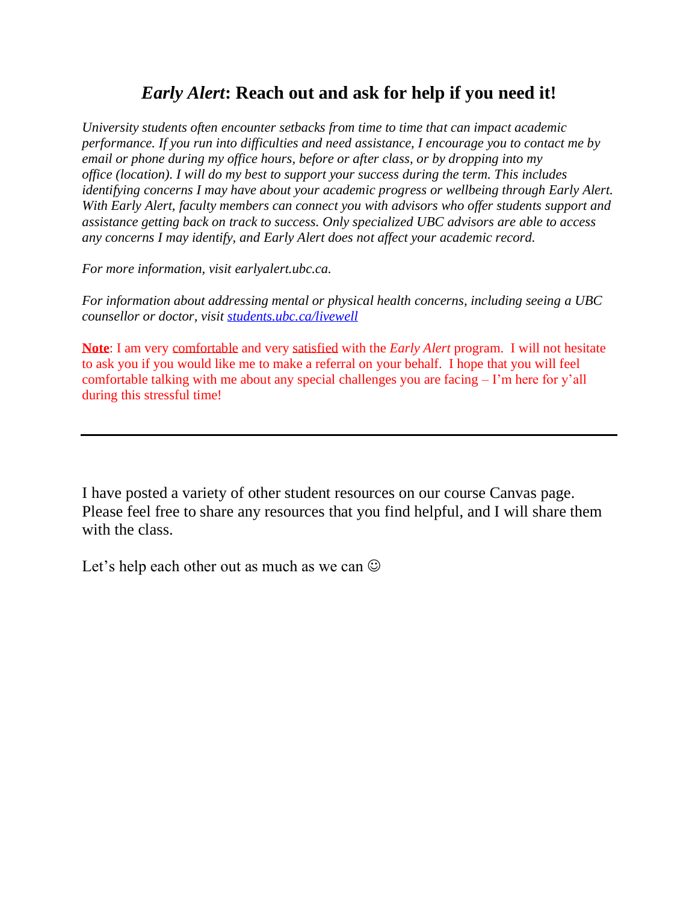## *Early Alert*: Reach out and ask for help if you need it!

*University students often encounter setbacks from time to time that can impact academic performance. If you run into difficulties and need assistance, I encourage you to contact me by email or phone during my office hours, before or after class, or by dropping into my office (location). I will do my best to support your success during the term. This includes identifying concerns I may have about your academic progress or wellbeing through Early Alert. With Early Alert, faculty members can connect you with advisors who offer students support and assistance getting back on track to success. Only specialized UBC advisors are able to access any concerns I may identify, and Early Alert does not affect your academic record.*

*For more information, visit earlyalert.ubc.ca.*

*For information about addressing mental or physical health concerns, including seeing a UBC counsellor or doctor, visit [students.ubc.ca/livewell](students.ubc.ca/livewell)*

**Note**: I am very comfortable and very satisfied with the *Early Alert* program. I will not hesitate to ask you if you would like me to make a referral on your behalf. I hope that you will feel comfortable talking with me about any special challenges you are facing – I'm here for y'all during this stressful time!

---

I have posted a variety of other student resources on our course Canvas page. Please feel free to share any resources that you find helpful, and I will share them with the class.

Let's help each other out as much as we can ☺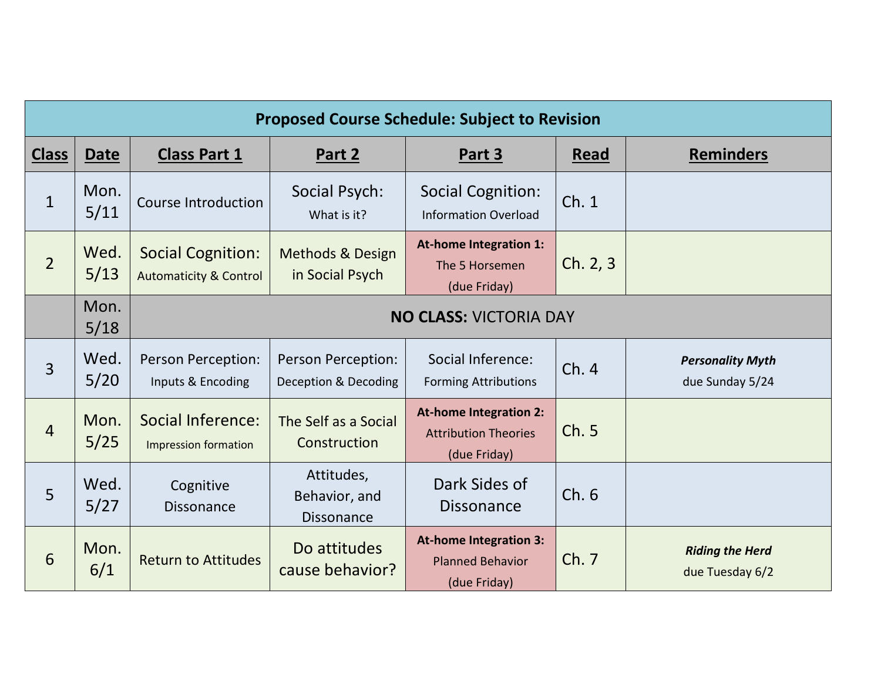| Proposed Course Schedule: Subject to Revision | | | | | | |
|---|---|---|---|---|---|---|
| **Class** | **Date** | **Class Part 1** | **Part 2** | **Part 3** | **Read** | **Reminders** |
| 1 | Mon. 5/11 | Course Introduction | Social Psych: What is it? | Social Cognition: Information Overload | Ch. 1 | |
| 2 | Wed. 5/13 | Social Cognition: Automaticity & Control | Methods & Design in Social Psych | **At-home Integration 1:** The 5 Horsemen (due Friday) | Ch. 2, 3 | |
| | Mon. 5/18 | **NO CLASS:** VICTORIA DAY | | | | |
| 3 | Wed. 5/20 | Person Perception: Inputs & Encoding | Person Perception: Deception & Decoding | Social Inference: Forming Attributions | Ch. 4 | ***Personality Myth*** due Sunday 5/24 |
| 4 | Mon. 5/25 | Social Inference: Impression formation | The Self as a Social Construction | **At-home Integration 2:** Attribution Theories (due Friday) | Ch. 5 | |
| 5 | Wed. 5/27 | Cognitive Dissonance | Attitudes, Behavior, and Dissonance | Dark Sides of Dissonance | Ch. 6 | |
| 6 | Mon. 6/1 | Return to Attitudes | Do attitudes cause behavior? | **At-home Integration 3:** Planned Behavior (due Friday) | Ch. 7 | ***Riding the Herd*** due Tuesday 6/2 |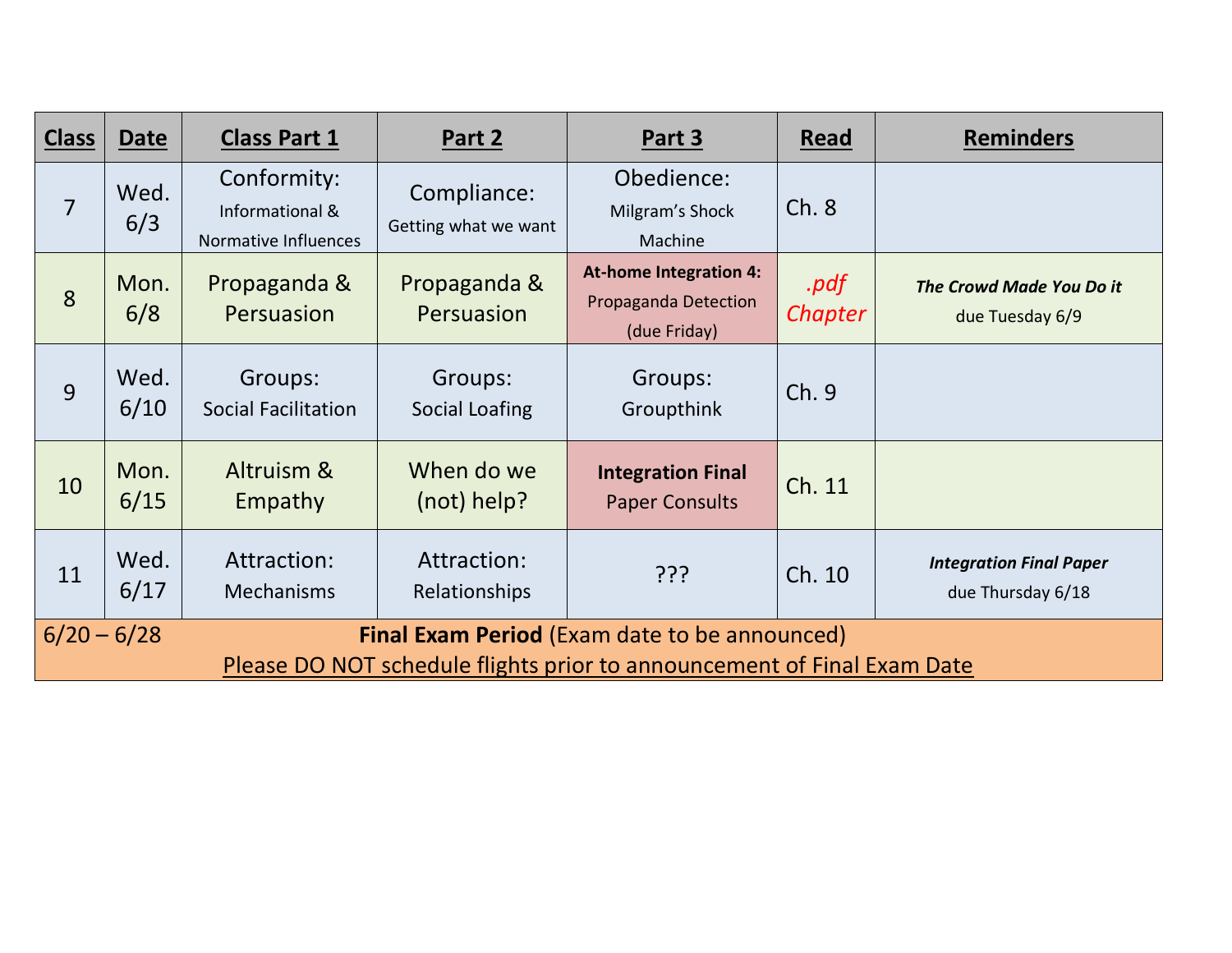| Class | Date | Class Part 1 | Part 2 | Part 3 | Read | Reminders |
|---|---|---|---|---|---|---|
| 7 | Wed. 6/3 | Conformity: Informational & Normative Influences | Compliance: Getting what we want | Obedience: Milgram's Shock Machine | Ch. 8 | |
| 8 | Mon. 6/8 | Propaganda & Persuasion | Propaganda & Persuasion | **At-home Integration 4:** Propaganda Detection (due Friday) | *.pdf Chapter* | ***The Crowd Made You Do it*** due Tuesday 6/9 |
| 9 | Wed. 6/10 | Groups: Social Facilitation | Groups: Social Loafing | Groups: Groupthink | Ch. 9 | |
| 10 | Mon. 6/15 | Altruism & Empathy | When do we (not) help? | **Integration Final** Paper Consults | Ch. 11 | |
| 11 | Wed. 6/17 | Attraction: Mechanisms | Attraction: Relationships | ??? | Ch. 10 | ***Integration Final Paper*** due Thursday 6/18 |

6/20 – 6/28 **Final Exam Period** (Exam date to be announced)

Please DO NOT schedule flights prior to announcement of Final Exam Date